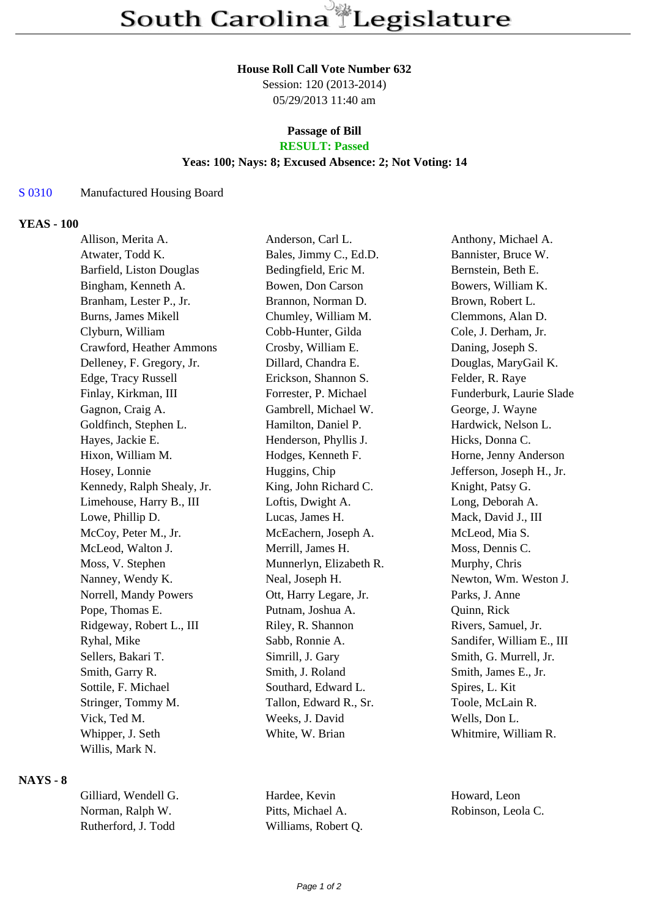# South Carolina Legislature

**House Roll Call Vote Number 632**
Session: 120 (2013-2014)
05/29/2013 11:40 am

**Passage of Bill**
**RESULT: Passed**
**Yeas: 100; Nays: 8; Excused Absence: 2; Not Voting: 14**

S 0310 Manufactured Housing Board

## YEAS - 100

| | | |
|---|---|---|
| Allison, Merita A. | Anderson, Carl L. | Anthony, Michael A. |
| Atwater, Todd K. | Bales, Jimmy C., Ed.D. | Bannister, Bruce W. |
| Barfield, Liston Douglas | Bedingfield, Eric M. | Bernstein, Beth E. |
| Bingham, Kenneth A. | Bowen, Don Carson | Bowers, William K. |
| Branham, Lester P., Jr. | Brannon, Norman D. | Brown, Robert L. |
| Burns, James Mikell | Chumley, William M. | Clemmons, Alan D. |
| Clyburn, William | Cobb-Hunter, Gilda | Cole, J. Derham, Jr. |
| Crawford, Heather Ammons | Crosby, William E. | Daning, Joseph S. |
| Delleney, F. Gregory, Jr. | Dillard, Chandra E. | Douglas, MaryGail K. |
| Edge, Tracy Russell | Erickson, Shannon S. | Felder, R. Raye |
| Finlay, Kirkman, III | Forrester, P. Michael | Funderburk, Laurie Slade |
| Gagnon, Craig A. | Gambrell, Michael W. | George, J. Wayne |
| Goldfinch, Stephen L. | Hamilton, Daniel P. | Hardwick, Nelson L. |
| Hayes, Jackie E. | Henderson, Phyllis J. | Hicks, Donna C. |
| Hixon, William M. | Hodges, Kenneth F. | Horne, Jenny Anderson |
| Hosey, Lonnie | Huggins, Chip | Jefferson, Joseph H., Jr. |
| Kennedy, Ralph Shealy, Jr. | King, John Richard C. | Knight, Patsy G. |
| Limehouse, Harry B., III | Loftis, Dwight A. | Long, Deborah A. |
| Lowe, Phillip D. | Lucas, James H. | Mack, David J., III |
| McCoy, Peter M., Jr. | McEachern, Joseph A. | McLeod, Mia S. |
| McLeod, Walton J. | Merrill, James H. | Moss, Dennis C. |
| Moss, V. Stephen | Munnerlyn, Elizabeth R. | Murphy, Chris |
| Nanney, Wendy K. | Neal, Joseph H. | Newton, Wm. Weston J. |
| Norrell, Mandy Powers | Ott, Harry Legare, Jr. | Parks, J. Anne |
| Pope, Thomas E. | Putnam, Joshua A. | Quinn, Rick |
| Ridgeway, Robert L., III | Riley, R. Shannon | Rivers, Samuel, Jr. |
| Ryhal, Mike | Sabb, Ronnie A. | Sandifer, William E., III |
| Sellers, Bakari T. | Simrill, J. Gary | Smith, G. Murrell, Jr. |
| Smith, Garry R. | Smith, J. Roland | Smith, James E., Jr. |
| Sottile, F. Michael | Southard, Edward L. | Spires, L. Kit |
| Stringer, Tommy M. | Tallon, Edward R., Sr. | Toole, McLain R. |
| Vick, Ted M. | Weeks, J. David | Wells, Don L. |
| Whipper, J. Seth | White, W. Brian | Whitmire, William R. |
| Willis, Mark N. | | |

## NAYS - 8

| | | |
|---|---|---|
| Gilliard, Wendell G. | Hardee, Kevin | Howard, Leon |
| Norman, Ralph W. | Pitts, Michael A. | Robinson, Leola C. |
| Rutherford, J. Todd | Williams, Robert Q. | |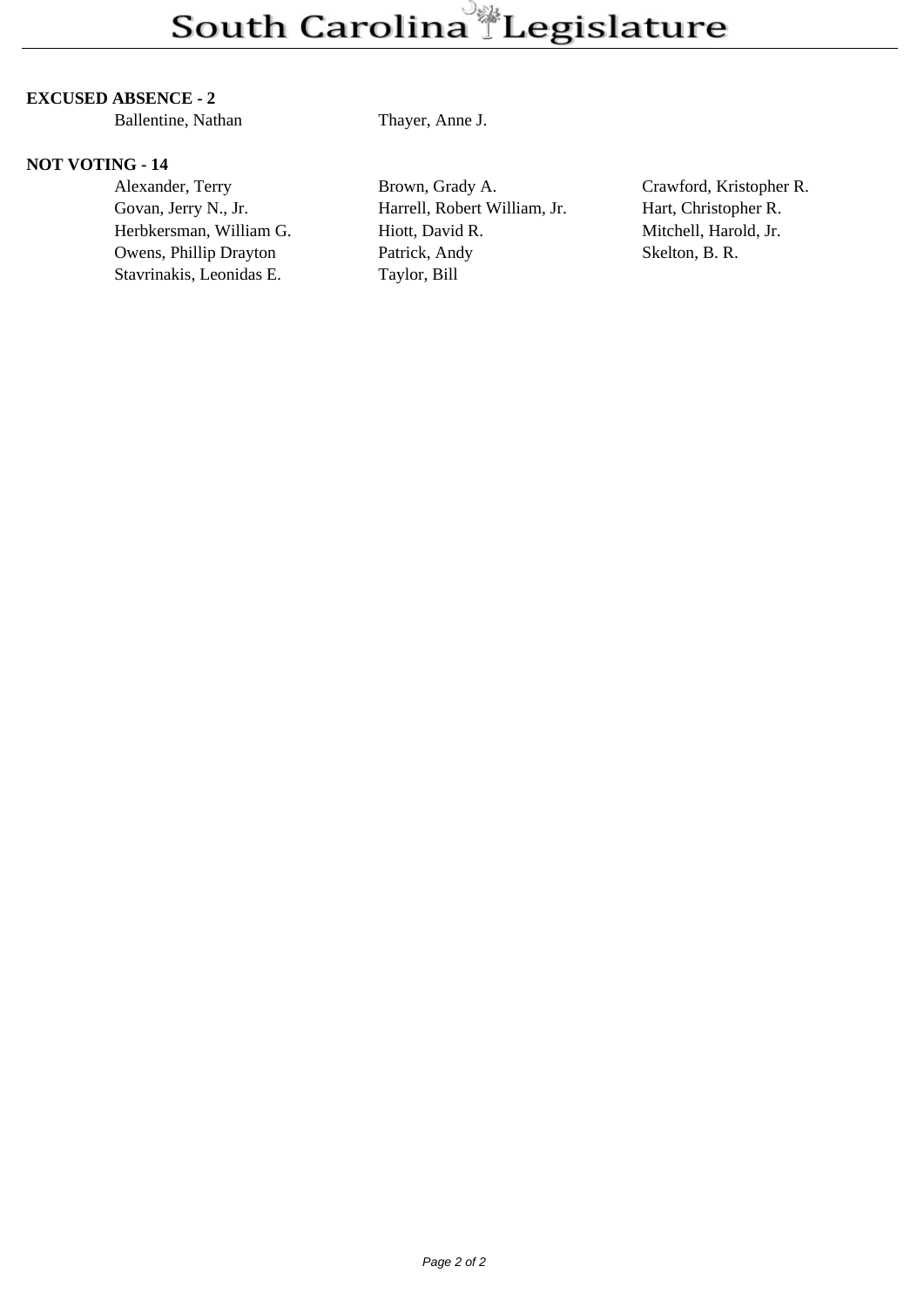**EXCUSED ABSENCE - 2**

| | |
|---|---|
| Ballentine, Nathan | Thayer, Anne J. |

**NOT VOTING - 14**

| | | |
|---|---|---|
| Alexander, Terry | Brown, Grady A. | Crawford, Kristopher R. |
| Govan, Jerry N., Jr. | Harrell, Robert William, Jr. | Hart, Christopher R. |
| Herbkersman, William G. | Hiott, David R. | Mitchell, Harold, Jr. |
| Owens, Phillip Drayton | Patrick, Andy | Skelton, B. R. |
| Stavrinakis, Leonidas E. | Taylor, Bill | |